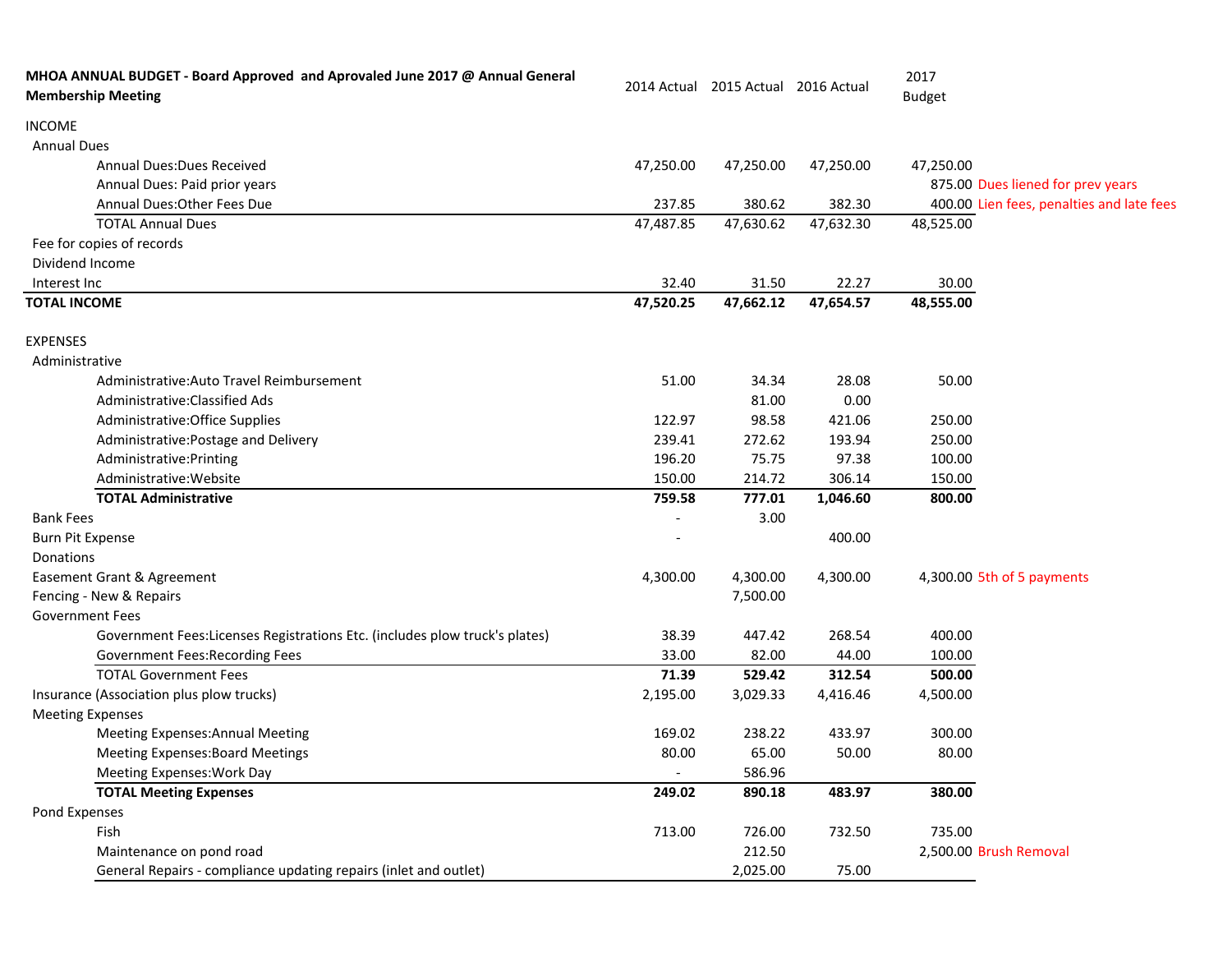| MHOA ANNUAL BUDGET - Board Approved and Aprovaled June 2017 @ Annual General Membership Meeting | 2014 Actual | 2015 Actual | 2016 Actual | 2017 Budget | |
|---|---|---|---|---|---|
| INCOME | | | | | |
| Annual Dues | | | | | |
| Annual Dues:Dues Received | 47,250.00 | 47,250.00 | 47,250.00 | 47,250.00 | |
| Annual Dues: Paid prior years | | | | 875.00 | Dues liened for prev years |
| Annual Dues:Other Fees Due | 237.85 | 380.62 | 382.30 | 400.00 | Lien fees, penalties and late fees |
| TOTAL Annual Dues | 47,487.85 | 47,630.62 | 47,632.30 | 48,525.00 | |
| Fee for copies of records | | | | | |
| Dividend Income | | | | | |
| Interest Inc | 32.40 | 31.50 | 22.27 | 30.00 | |
| **TOTAL INCOME** | **47,520.25** | **47,662.12** | **47,654.57** | **48,555.00** | |
| EXPENSES | | | | | |
| Administrative | | | | | |
| Administrative:Auto Travel Reimbursement | 51.00 | 34.34 | 28.08 | 50.00 | |
| Administrative:Classified Ads | | 81.00 | 0.00 | | |
| Administrative:Office Supplies | 122.97 | 98.58 | 421.06 | 250.00 | |
| Administrative:Postage and Delivery | 239.41 | 272.62 | 193.94 | 250.00 | |
| Administrative:Printing | 196.20 | 75.75 | 97.38 | 100.00 | |
| Administrative:Website | 150.00 | 214.72 | 306.14 | 150.00 | |
| **TOTAL Administrative** | **759.58** | **777.01** | **1,046.60** | **800.00** | |
| Bank Fees | - | 3.00 | | | |
| Burn Pit Expense | - | | 400.00 | | |
| Donations | | | | | |
| Easement Grant & Agreement | 4,300.00 | 4,300.00 | 4,300.00 | 4,300.00 | 5th of 5 payments |
| Fencing - New & Repairs | | 7,500.00 | | | |
| Government Fees | | | | | |
| Government Fees:Licenses Registrations Etc. (includes plow truck's plates) | 38.39 | 447.42 | 268.54 | 400.00 | |
| Government Fees:Recording Fees | 33.00 | 82.00 | 44.00 | 100.00 | |
| TOTAL Government Fees | **71.39** | **529.42** | **312.54** | **500.00** | |
| Insurance (Association plus plow trucks) | 2,195.00 | 3,029.33 | 4,416.46 | 4,500.00 | |
| Meeting Expenses | | | | | |
| Meeting Expenses:Annual Meeting | 169.02 | 238.22 | 433.97 | 300.00 | |
| Meeting Expenses:Board Meetings | 80.00 | 65.00 | 50.00 | 80.00 | |
| Meeting Expenses:Work Day | - | 586.96 | | | |
| **TOTAL Meeting Expenses** | **249.02** | **890.18** | **483.97** | **380.00** | |
| Pond Expenses | | | | | |
| Fish | 713.00 | 726.00 | 732.50 | 735.00 | |
| Maintenance on pond road | | 212.50 | | 2,500.00 | Brush Removal |
| General Repairs - compliance updating repairs (inlet and outlet) | | 2,025.00 | 75.00 | | |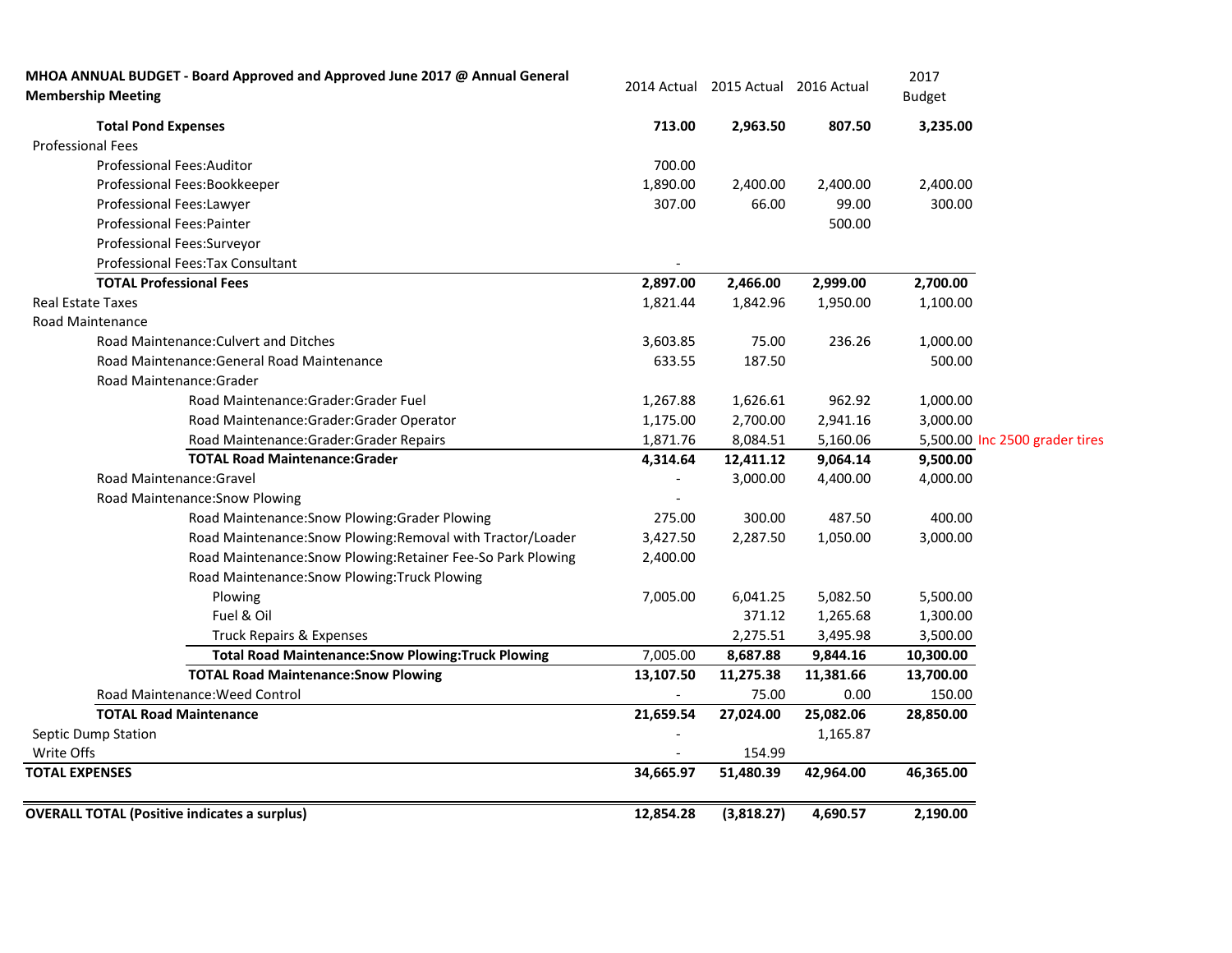| MHOA ANNUAL BUDGET - Board Approved and Approved June 2017 @ Annual General Membership Meeting | 2014 Actual | 2015 Actual | 2016 Actual | 2017 Budget | |
|---|---|---|---|---|---|
| **Total Pond Expenses** | **713.00** | **2,963.50** | **807.50** | **3,235.00** | |
| Professional Fees | | | | | |
| Professional Fees:Auditor | 700.00 | | | | |
| Professional Fees:Bookkeeper | 1,890.00 | 2,400.00 | 2,400.00 | 2,400.00 | |
| Professional Fees:Lawyer | 307.00 | 66.00 | 99.00 | 300.00 | |
| Professional Fees:Painter | | | 500.00 | | |
| Professional Fees:Surveyor | | | | | |
| Professional Fees:Tax Consultant | - | | | | |
| **TOTAL Professional Fees** | **2,897.00** | **2,466.00** | **2,999.00** | **2,700.00** | |
| Real Estate Taxes | 1,821.44 | 1,842.96 | 1,950.00 | 1,100.00 | |
| Road Maintenance | | | | | |
| Road Maintenance:Culvert and Ditches | 3,603.85 | 75.00 | 236.26 | 1,000.00 | |
| Road Maintenance:General Road Maintenance | 633.55 | 187.50 | | 500.00 | |
| Road Maintenance:Grader | | | | | |
| Road Maintenance:Grader:Grader Fuel | 1,267.88 | 1,626.61 | 962.92 | 1,000.00 | |
| Road Maintenance:Grader:Grader Operator | 1,175.00 | 2,700.00 | 2,941.16 | 3,000.00 | |
| Road Maintenance:Grader:Grader Repairs | 1,871.76 | 8,084.51 | 5,160.06 | 5,500.00 | Inc 2500 grader tires |
| **TOTAL Road Maintenance:Grader** | **4,314.64** | **12,411.12** | **9,064.14** | **9,500.00** | |
| Road Maintenance:Gravel | - | 3,000.00 | 4,400.00 | 4,000.00 | |
| Road Maintenance:Snow Plowing | - | | | | |
| Road Maintenance:Snow Plowing:Grader Plowing | 275.00 | 300.00 | 487.50 | 400.00 | |
| Road Maintenance:Snow Plowing:Removal with Tractor/Loader | 3,427.50 | 2,287.50 | 1,050.00 | 3,000.00 | |
| Road Maintenance:Snow Plowing:Retainer Fee-So Park Plowing | 2,400.00 | | | | |
| Road Maintenance:Snow Plowing:Truck Plowing | | | | | |
| Plowing | 7,005.00 | 6,041.25 | 5,082.50 | 5,500.00 | |
| Fuel & Oil | | 371.12 | 1,265.68 | 1,300.00 | |
| Truck Repairs & Expenses | | 2,275.51 | 3,495.98 | 3,500.00 | |
| **Total Road Maintenance:Snow Plowing:Truck Plowing** | 7,005.00 | **8,687.88** | **9,844.16** | **10,300.00** | |
| **TOTAL Road Maintenance:Snow Plowing** | **13,107.50** | **11,275.38** | **11,381.66** | **13,700.00** | |
| Road Maintenance:Weed Control | - | 75.00 | 0.00 | 150.00 | |
| **TOTAL Road Maintenance** | **21,659.54** | **27,024.00** | **25,082.06** | **28,850.00** | |
| Septic Dump Station | - | | 1,165.87 | | |
| Write Offs | - | 154.99 | | | |
| **TOTAL EXPENSES** | **34,665.97** | **51,480.39** | **42,964.00** | **46,365.00** | |
| **OVERALL TOTAL (Positive indicates a surplus)** | **12,854.28** | **(3,818.27)** | **4,690.57** | **2,190.00** | |